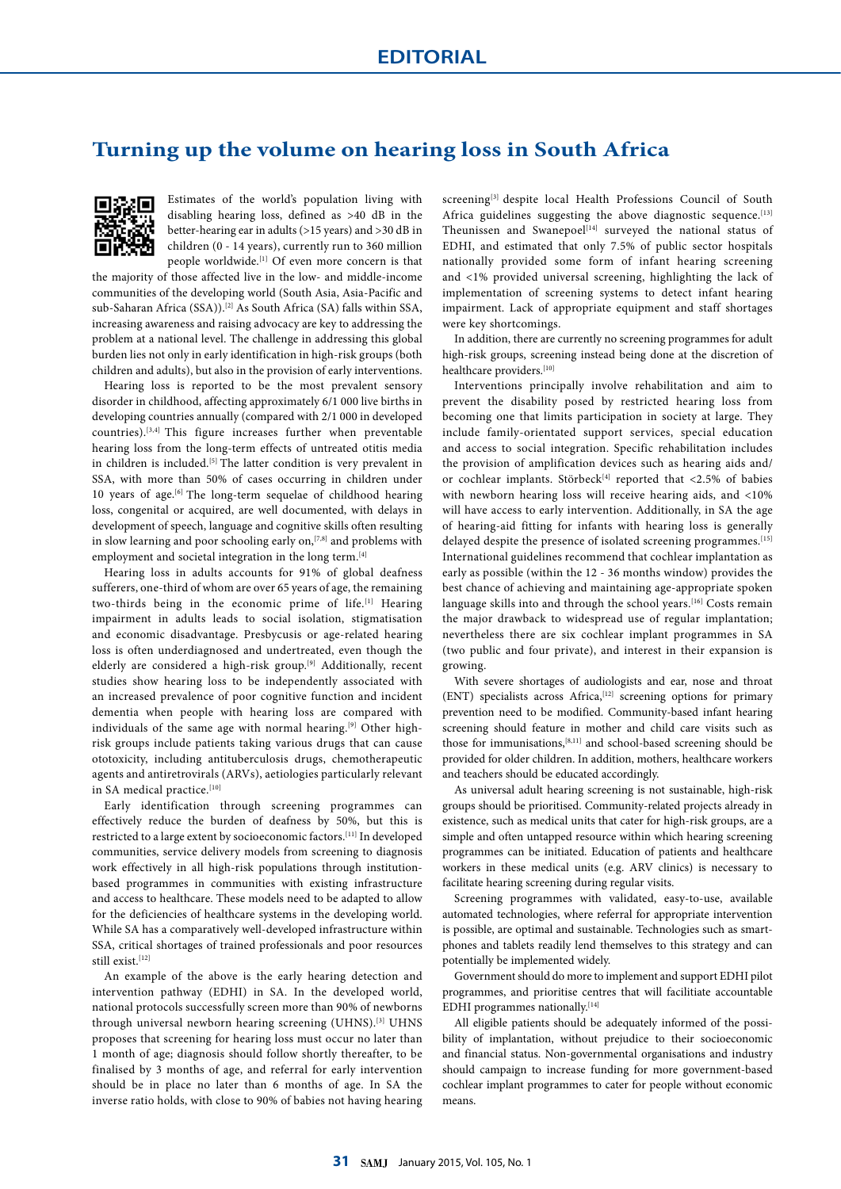# EDITORIAL

## Turning up the volume on hearing loss in South Africa

Estimates of the world's population living with disabling hearing loss, defined as >40 dB in the better-hearing ear in adults (>15 years) and >30 dB in children (0 - 14 years), currently run to 360 million people worldwide.[1] Of even more concern is that the majority of those affected live in the low- and middle-income communities of the developing world (South Asia, Asia-Pacific and sub-Saharan Africa (SSA)).[2] As South Africa (SA) falls within SSA, increasing awareness and raising advocacy are key to addressing the problem at a national level. The challenge in addressing this global burden lies not only in early identification in high-risk groups (both children and adults), but also in the provision of early interventions.

Hearing loss is reported to be the most prevalent sensory disorder in childhood, affecting approximately 6/1 000 live births in developing countries annually (compared with 2/1 000 in developed countries).[3,4] This figure increases further when preventable hearing loss from the long-term effects of untreated otitis media in children is included.[5] The latter condition is very prevalent in SSA, with more than 50% of cases occurring in children under 10 years of age.[6] The long-term sequelae of childhood hearing loss, congenital or acquired, are well documented, with delays in development of speech, language and cognitive skills often resulting in slow learning and poor schooling early on,[7,8] and problems with employment and societal integration in the long term.[4]

Hearing loss in adults accounts for 91% of global deafness sufferers, one-third of whom are over 65 years of age, the remaining two-thirds being in the economic prime of life.[1] Hearing impairment in adults leads to social isolation, stigmatisation and economic disadvantage. Presbycusis or age-related hearing loss is often underdiagnosed and undertreated, even though the elderly are considered a high-risk group.[9] Additionally, recent studies show hearing loss to be independently associated with an increased prevalence of poor cognitive function and incident dementia when people with hearing loss are compared with individuals of the same age with normal hearing.[9] Other high-risk groups include patients taking various drugs that can cause ototoxicity, including antituberculosis drugs, chemotherapeutic agents and antiretrovirals (ARVs), aetiologies particularly relevant in SA medical practice.[10]

Early identification through screening programmes can effectively reduce the burden of deafness by 50%, but this is restricted to a large extent by socioeconomic factors.[11] In developed communities, service delivery models from screening to diagnosis work effectively in all high-risk populations through institution-based programmes in communities with existing infrastructure and access to healthcare. These models need to be adapted to allow for the deficiencies of healthcare systems in the developing world. While SA has a comparatively well-developed infrastructure within SSA, critical shortages of trained professionals and poor resources still exist.[12]

An example of the above is the early hearing detection and intervention pathway (EDHI) in SA. In the developed world, national protocols successfully screen more than 90% of newborns through universal newborn hearing screening (UHNS).[3] UHNS proposes that screening for hearing loss must occur no later than 1 month of age; diagnosis should follow shortly thereafter, to be finalised by 3 months of age, and referral for early intervention should be in place no later than 6 months of age. In SA the inverse ratio holds, with close to 90% of babies not having hearing screening[3] despite local Health Professions Council of South Africa guidelines suggesting the above diagnostic sequence.[13] Theunissen and Swanepoel[14] surveyed the national status of EDHI, and estimated that only 7.5% of public sector hospitals nationally provided some form of infant hearing screening and <1% provided universal screening, highlighting the lack of implementation of screening systems to detect infant hearing impairment. Lack of appropriate equipment and staff shortages were key shortcomings.

In addition, there are currently no screening programmes for adult high-risk groups, screening instead being done at the discretion of healthcare providers.[10]

Interventions principally involve rehabilitation and aim to prevent the disability posed by restricted hearing loss from becoming one that limits participation in society at large. They include family-orientated support services, special education and access to social integration. Specific rehabilitation includes the provision of amplification devices such as hearing aids and/or cochlear implants. Störbeck[4] reported that <2.5% of babies with newborn hearing loss will receive hearing aids, and <10% will have access to early intervention. Additionally, in SA the age of hearing-aid fitting for infants with hearing loss is generally delayed despite the presence of isolated screening programmes.[15] International guidelines recommend that cochlear implantation as early as possible (within the 12 - 36 months window) provides the best chance of achieving and maintaining age-appropriate spoken language skills into and through the school years.[16] Costs remain the major drawback to widespread use of regular implantation; nevertheless there are six cochlear implant programmes in SA (two public and four private), and interest in their expansion is growing.

With severe shortages of audiologists and ear, nose and throat (ENT) specialists across Africa,[12] screening options for primary prevention need to be modified. Community-based infant hearing screening should feature in mother and child care visits such as those for immunisations,[8,11] and school-based screening should be provided for older children. In addition, mothers, healthcare workers and teachers should be educated accordingly.

As universal adult hearing screening is not sustainable, high-risk groups should be prioritised. Community-related projects already in existence, such as medical units that cater for high-risk groups, are a simple and often untapped resource within which hearing screening programmes can be initiated. Education of patients and healthcare workers in these medical units (e.g. ARV clinics) is necessary to facilitate hearing screening during regular visits.

Screening programmes with validated, easy-to-use, available automated technologies, where referral for appropriate intervention is possible, are optimal and sustainable. Technologies such as smartphones and tablets readily lend themselves to this strategy and can potentially be implemented widely.

Government should do more to implement and support EDHI pilot programmes, and prioritise centres that will facilitate accountable EDHI programmes nationally.[14]

All eligible patients should be adequately informed of the possibility of implantation, without prejudice to their socioeconomic and financial status. Non-governmental organisations and industry should campaign to increase funding for more government-based cochlear implant programmes to cater for people without economic means.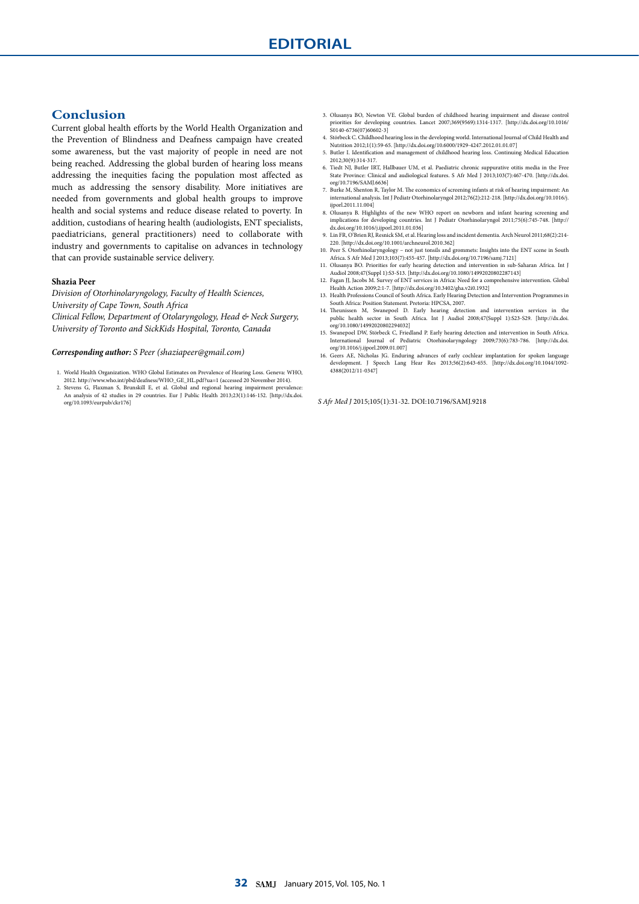## Conclusion

Current global health efforts by the World Health Organization and the Prevention of Blindness and Deafness campaign have created some awareness, but the vast majority of people in need are not being reached. Addressing the global burden of hearing loss means addressing the inequities facing the population most affected as much as addressing the sensory disability. More initiatives are needed from governments and global health groups to improve health and social systems and reduce disease related to poverty. In addition, custodians of hearing health (audiologists, ENT specialists, paediatricians, general practitioners) need to collaborate with industry and governments to capitalise on advances in technology that can provide sustainable service delivery.

**Shazia Peer**

*Division of Otorhinolaryngology, Faculty of Health Sciences, University of Cape Town, South Africa*
*Clinical Fellow, Department of Otolaryngology, Head & Neck Surgery, University of Toronto and SickKids Hospital, Toronto, Canada*

***Corresponding author:*** *S Peer (shaziapeer@gmail.com)*

1. World Health Organization. WHO Global Estimates on Prevalence of Hearing Loss. Geneva: WHO, 2012. http://www.who.int/pbd/deafness/WHO_GE_HL.pdf?ua=1 (accessed 20 November 2014).
2. Stevens G, Flaxman S, Brunskill E, et al. Global and regional hearing impairment prevalence: An analysis of 42 studies in 29 countries. Eur J Public Health 2013;23(1):146-152. [http://dx.doi.org/10.1093/eurpub/ckr176]
3. Olusanya BO, Newton VE. Global burden of childhood hearing impairment and disease control priorities for developing countries. Lancet 2007;369(9569):1314-1317. [http://dx.doi.org/10.1016/S0140-6736(07)60602-3]
4. Störbeck C. Childhood hearing loss in the developing world. International Journal of Child Health and Nutrition 2012;1(1):59-65. [http://dx.doi.org/10.6000/1929-4247.2012.01.01.07]
5. Butler I. Identification and management of childhood hearing loss. Continuing Medical Education 2012;30(9):314-317.
6. Tiedt NJ, Butler IRT, Hallbauer UM, et al. Paediatric chronic suppurative otitis media in the Free State Province: Clinical and audiological features. S Afr Med J 2013;103(7):467-470. [http://dx.doi.org/10.7196/SAMJ.6636]
7. Burke M, Shenton R, Taylor M. The economics of screening infants at risk of hearing impairment: An international analysis. Int J Pediatr Otorhinolaryngol 2012;76(2):212-218. [http://dx.doi.org/10.1016/j.ijporl.2011.11.004]
8. Olusanya B. Highlights of the new WHO report on newborn and infant hearing screening and implications for developing countries. Int J Pediatr Otorhinolaryngol 2011;75(6):745-748. [http://dx.doi.org/10.1016/j.ijporl.2011.01.036]
9. Lin FR, O'Brien RJ, Resnick SM, et al. Hearing loss and incident dementia. Arch Neurol 2011;68(2):214-220. [http://dx.doi.org/10.1001/archneurol.2010.362]
10. Peer S. Otorhinolaryngology – not just tonsils and grommets: Insights into the ENT scene in South Africa. S Afr Med J 2013;103(7):455-457. [http://dx.doi.org/10.7196/samj.7121]
11. Olusanya BO. Priorities for early hearing detection and intervention in sub-Saharan Africa. Int J Audiol 2008;47(Suppl 1):S3-S13. [http://dx.doi.org/10.1080/14992020802287143]
12. Fagan JJ, Jacobs M. Survey of ENT services in Africa: Need for a comprehensive intervention. Global Health Action 2009;2:1-7. [http://dx.doi.org/10.3402/gha.v2i0.1932]
13. Health Professions Council of South Africa. Early Hearing Detection and Intervention Programmes in South Africa: Position Statement. Pretoria: HPCSA, 2007.
14. Theunissen M, Swanepoel D. Early hearing detection and intervention services in the public health sector in South Africa. Int J Audiol 2008;47(Suppl 1):S23-S29. [http://dx.doi.org/10.1080/14992020802294032]
15. Swanepoel DW, Störbeck C, Friedland P. Early hearing detection and intervention in South Africa. International Journal of Pediatric Otorhinolaryngology 2009;73(6):783-786. [http://dx.doi.org/10.1016/j.ijporl.2009.01.007]
16. Geers AE, Nicholas JG. Enduring advances of early cochlear implantation for spoken language development. J Speech Lang Hear Res 2013;56(2):643-655. [http://dx.doi.org/10.1044/1092-4388(2012/11-0347]

*S Afr Med J* 2015;105(1):31-32. DOI:10.7196/SAMJ.9218